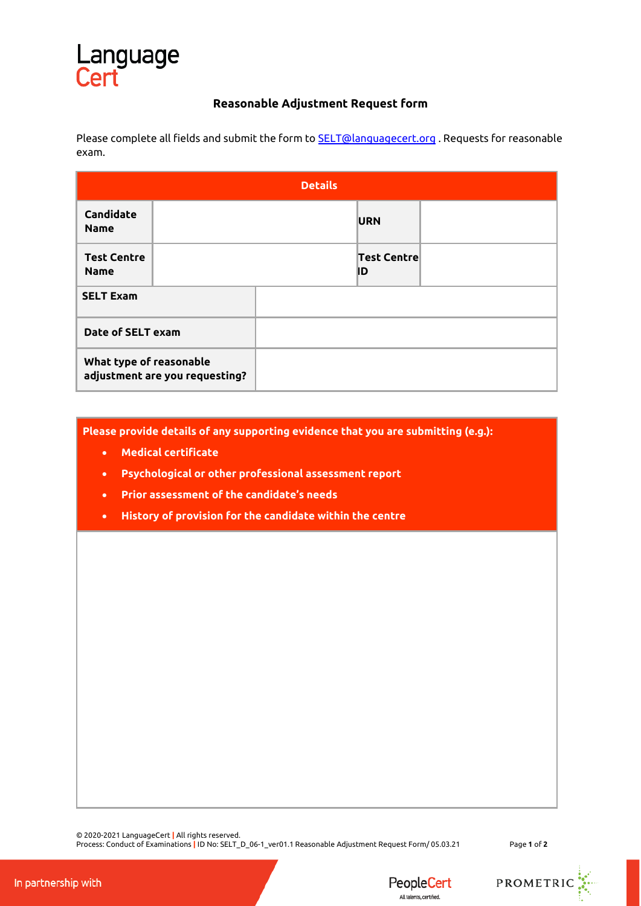Language
Cert

## Reasonable Adjustment Request form

Please complete all fields and submit the form to SELT@languagecert.org . Requests for reasonable exam.

| Details | | | |
|---|---|---|---|
| **Candidate Name** | | **URN** | |
| **Test Centre Name** | | **Test Centre ID** | |
| **SELT Exam** | | | |
| **Date of SELT exam** | | | |
| **What type of reasonable adjustment are you requesting?** | | | |

**Please provide details of any supporting evidence that you are submitting (e.g.):**

- **Medical certificate**
- **Psychological or other professional assessment report**
- **Prior assessment of the candidate's needs**
- **History of provision for the candidate within the centre**

© 2020-2021 LanguageCert | All rights reserved.
Process: Conduct of Examinations | ID No: SELT_D_06-1_ver01.1 Reasonable Adjustment Request Form/ 05.03.21

In partnership with PeopleCert All talents, certified. PROMETRIC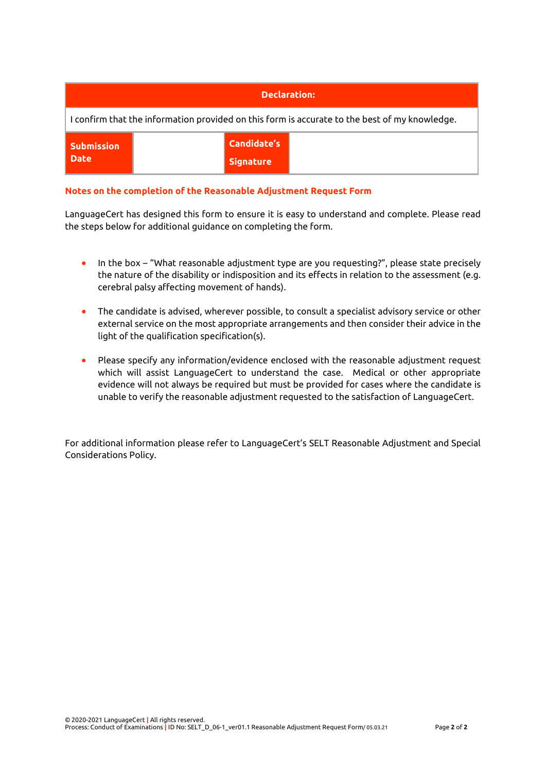| Declaration: | | | |
|---|---|---|---|
| I confirm that the information provided on this form is accurate to the best of my knowledge. | | | |
| **Submission Date** | | **Candidate's Signature** | |

**Notes on the completion of the Reasonable Adjustment Request Form**

LanguageCert has designed this form to ensure it is easy to understand and complete. Please read the steps below for additional guidance on completing the form.

- In the box – "What reasonable adjustment type are you requesting?", please state precisely the nature of the disability or indisposition and its effects in relation to the assessment (e.g. cerebral palsy affecting movement of hands).
- The candidate is advised, wherever possible, to consult a specialist advisory service or other external service on the most appropriate arrangements and then consider their advice in the light of the qualification specification(s).
- Please specify any information/evidence enclosed with the reasonable adjustment request which will assist LanguageCert to understand the case. Medical or other appropriate evidence will not always be required but must be provided for cases where the candidate is unable to verify the reasonable adjustment requested to the satisfaction of LanguageCert.

For additional information please refer to LanguageCert's SELT Reasonable Adjustment and Special Considerations Policy.